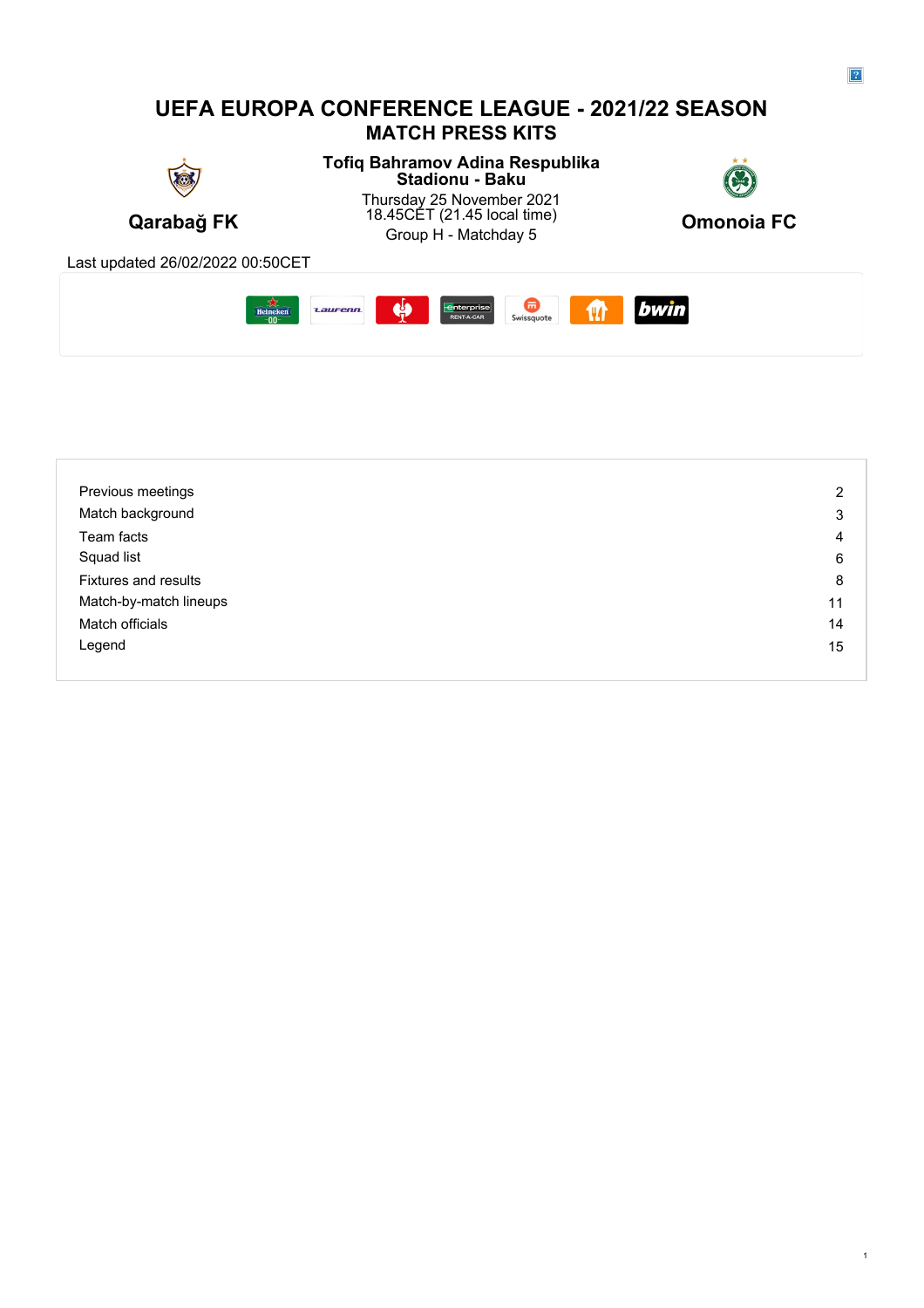# UEFA EUROPA CONFERENCE LEAGUE - 2021/22 SEASON

## MATCH PRESS KITS

**Qarabağ FK**

**Tofiq Bahramov Adina Respublika Stadionu - Baku**

Thursday 25 November 2021
18.45CET (21.45 local time)
Group H - Matchday 5

**Omonoia FC**

Last updated 26/02/2022 00:50CET

| | |
|---|---|
| Previous meetings | 2 |
| Match background | 3 |
| Team facts | 4 |
| Squad list | 6 |
| Fixtures and results | 8 |
| Match-by-match lineups | 11 |
| Match officials | 14 |
| Legend | 15 |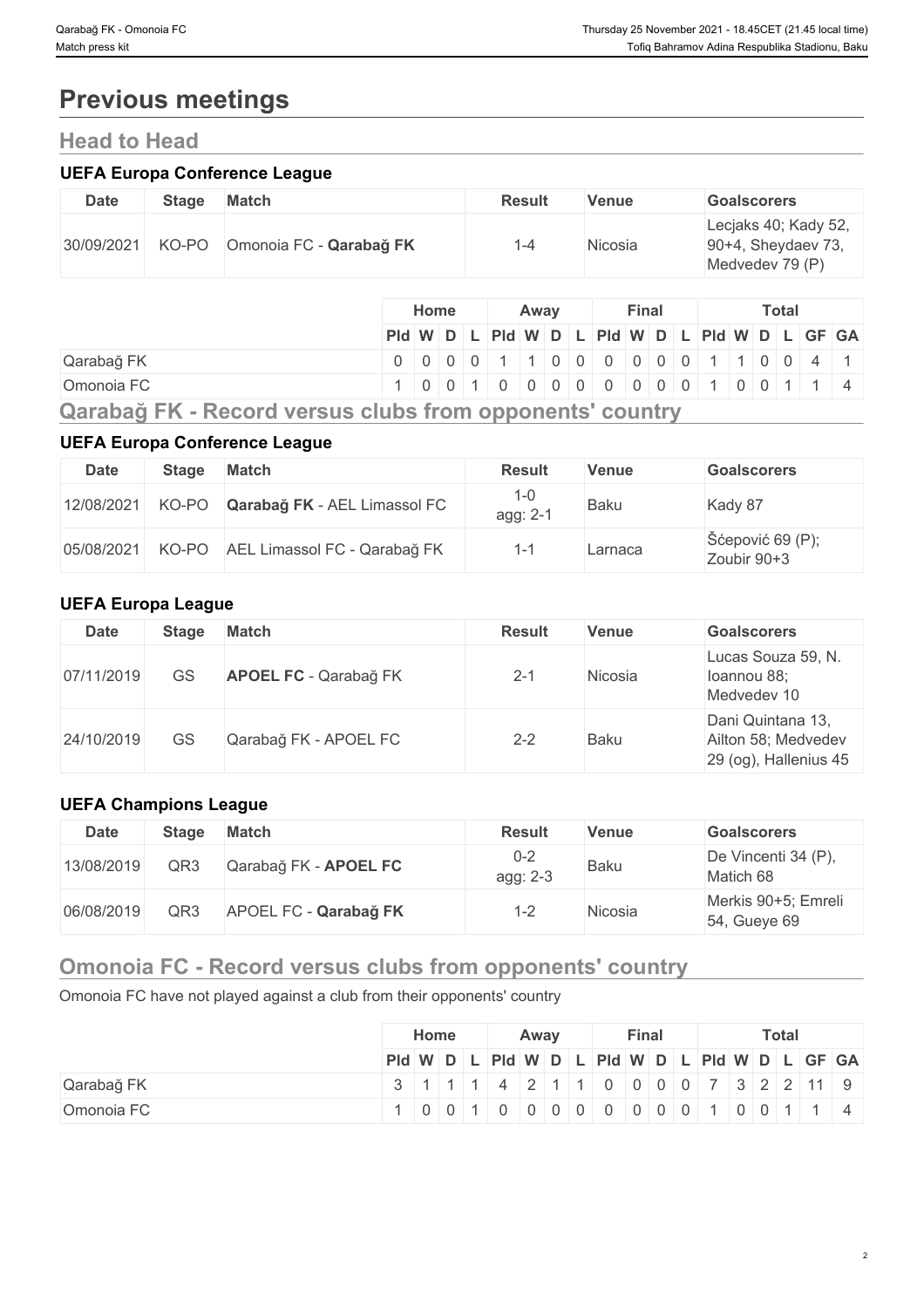# Previous meetings

## Head to Head

### UEFA Europa Conference League

| Date | Stage | Match | Result | Venue | Goalscorers |
|---|---|---|---|---|---|
| 30/09/2021 | KO-PO | Omonoia FC - **Qarabağ FK** | 1-4 | Nicosia | Lecjaks 40; Kady 52, 90+4, Sheydaev 73, Medvedev 79 (P) |

| | Home | | | | Away | | | | Final | | | | Total | | | | | |
|---|---|---|---|---|---|---|---|---|---|---|---|---|---|---|---|---|---|---|
| | Pld | W | D | L | Pld | W | D | L | Pld | W | D | L | Pld | W | D | L | GF | GA |
| Qarabağ FK | 0 | 0 | 0 | 0 | 1 | 1 | 0 | 0 | 0 | 0 | 0 | 0 | 1 | 1 | 0 | 0 | 4 | 1 |
| Omonoia FC | 1 | 0 | 0 | 1 | 0 | 0 | 0 | 0 | 0 | 0 | 0 | 0 | 1 | 0 | 0 | 1 | 1 | 4 |

## Qarabağ FK - Record versus clubs from opponents' country

### UEFA Europa Conference League

| Date | Stage | Match | Result | Venue | Goalscorers |
|---|---|---|---|---|---|
| 12/08/2021 | KO-PO | **Qarabağ FK** - AEL Limassol FC | 1-0 agg: 2-1 | Baku | Kady 87 |
| 05/08/2021 | KO-PO | AEL Limassol FC - Qarabağ FK | 1-1 | Larnaca | Šćepović 69 (P); Zoubir 90+3 |

### UEFA Europa League

| Date | Stage | Match | Result | Venue | Goalscorers |
|---|---|---|---|---|---|
| 07/11/2019 | GS | **APOEL FC** - Qarabağ FK | 2-1 | Nicosia | Lucas Souza 59, N. Ioannou 88; Medvedev 10 |
| 24/10/2019 | GS | Qarabağ FK - APOEL FC | 2-2 | Baku | Dani Quintana 13, Ailton 58; Medvedev 29 (og), Hallenius 45 |

### UEFA Champions League

| Date | Stage | Match | Result | Venue | Goalscorers |
|---|---|---|---|---|---|
| 13/08/2019 | QR3 | Qarabağ FK - **APOEL FC** | 0-2 agg: 2-3 | Baku | De Vincenti 34 (P), Matich 68 |
| 06/08/2019 | QR3 | APOEL FC - **Qarabağ FK** | 1-2 | Nicosia | Merkis 90+5; Emreli 54, Gueye 69 |

## Omonoia FC - Record versus clubs from opponents' country

Omonoia FC have not played against a club from their opponents' country

| | Home | | | | Away | | | | Final | | | | Total | | | | | |
|---|---|---|---|---|---|---|---|---|---|---|---|---|---|---|---|---|---|---|
| | Pld | W | D | L | Pld | W | D | L | Pld | W | D | L | Pld | W | D | L | GF | GA |
| Qarabağ FK | 3 | 1 | 1 | 1 | 4 | 2 | 1 | 1 | 0 | 0 | 0 | 0 | 7 | 3 | 2 | 2 | 11 | 9 |
| Omonoia FC | 1 | 0 | 0 | 1 | 0 | 0 | 0 | 0 | 0 | 0 | 0 | 0 | 1 | 0 | 0 | 1 | 1 | 4 |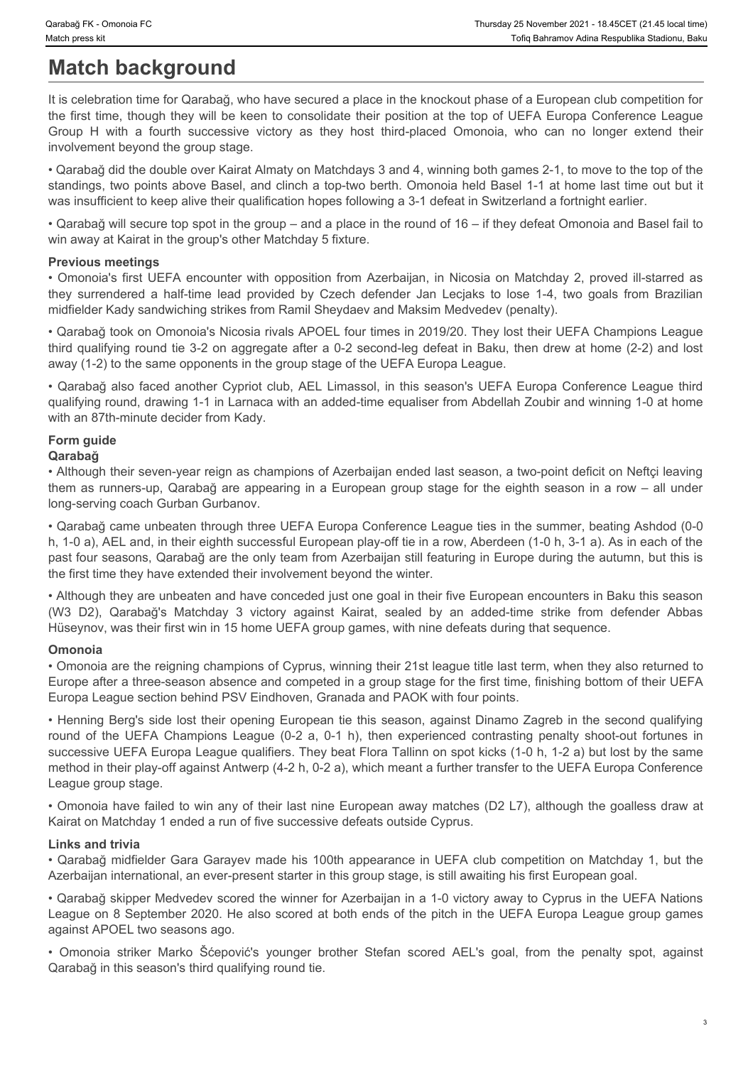# Match background

It is celebration time for Qarabağ, who have secured a place in the knockout phase of a European club competition for the first time, though they will be keen to consolidate their position at the top of UEFA Europa Conference League Group H with a fourth successive victory as they host third-placed Omonoia, who can no longer extend their involvement beyond the group stage.

• Qarabağ did the double over Kairat Almaty on Matchdays 3 and 4, winning both games 2-1, to move to the top of the standings, two points above Basel, and clinch a top-two berth. Omonoia held Basel 1-1 at home last time out but it was insufficient to keep alive their qualification hopes following a 3-1 defeat in Switzerland a fortnight earlier.

• Qarabağ will secure top spot in the group – and a place in the round of 16 – if they defeat Omonoia and Basel fail to win away at Kairat in the group's other Matchday 5 fixture.

### Previous meetings

• Omonoia's first UEFA encounter with opposition from Azerbaijan, in Nicosia on Matchday 2, proved ill-starred as they surrendered a half-time lead provided by Czech defender Jan Lecjaks to lose 1-4, two goals from Brazilian midfielder Kady sandwiching strikes from Ramil Sheydaev and Maksim Medvedev (penalty).

• Qarabağ took on Omonoia's Nicosia rivals APOEL four times in 2019/20. They lost their UEFA Champions League third qualifying round tie 3-2 on aggregate after a 0-2 second-leg defeat in Baku, then drew at home (2-2) and lost away (1-2) to the same opponents in the group stage of the UEFA Europa League.

• Qarabağ also faced another Cypriot club, AEL Limassol, in this season's UEFA Europa Conference League third qualifying round, drawing 1-1 in Larnaca with an added-time equaliser from Abdellah Zoubir and winning 1-0 at home with an 87th-minute decider from Kady.

### Form guide

**Qarabağ**

• Although their seven-year reign as champions of Azerbaijan ended last season, a two-point deficit on Neftçi leaving them as runners-up, Qarabağ are appearing in a European group stage for the eighth season in a row – all under long-serving coach Gurban Gurbanov.

• Qarabağ came unbeaten through three UEFA Europa Conference League ties in the summer, beating Ashdod (0-0 h, 1-0 a), AEL and, in their eighth successful European play-off tie in a row, Aberdeen (1-0 h, 3-1 a). As in each of the past four seasons, Qarabağ are the only team from Azerbaijan still featuring in Europe during the autumn, but this is the first time they have extended their involvement beyond the winter.

• Although they are unbeaten and have conceded just one goal in their five European encounters in Baku this season (W3 D2), Qarabağ's Matchday 3 victory against Kairat, sealed by an added-time strike from defender Abbas Hüseynov, was their first win in 15 home UEFA group games, with nine defeats during that sequence.

**Omonoia**

• Omonoia are the reigning champions of Cyprus, winning their 21st league title last term, when they also returned to Europe after a three-season absence and competed in a group stage for the first time, finishing bottom of their UEFA Europa League section behind PSV Eindhoven, Granada and PAOK with four points.

• Henning Berg's side lost their opening European tie this season, against Dinamo Zagreb in the second qualifying round of the UEFA Champions League (0-2 a, 0-1 h), then experienced contrasting penalty shoot-out fortunes in successive UEFA Europa League qualifiers. They beat Flora Tallinn on spot kicks (1-0 h, 1-2 a) but lost by the same method in their play-off against Antwerp (4-2 h, 0-2 a), which meant a further transfer to the UEFA Europa Conference League group stage.

• Omonoia have failed to win any of their last nine European away matches (D2 L7), although the goalless draw at Kairat on Matchday 1 ended a run of five successive defeats outside Cyprus.

### Links and trivia

• Qarabağ midfielder Gara Garayev made his 100th appearance in UEFA club competition on Matchday 1, but the Azerbaijan international, an ever-present starter in this group stage, is still awaiting his first European goal.

• Qarabağ skipper Medvedev scored the winner for Azerbaijan in a 1-0 victory away to Cyprus in the UEFA Nations League on 8 September 2020. He also scored at both ends of the pitch in the UEFA Europa League group games against APOEL two seasons ago.

• Omonoia striker Marko Šćepović's younger brother Stefan scored AEL's goal, from the penalty spot, against Qarabağ in this season's third qualifying round tie.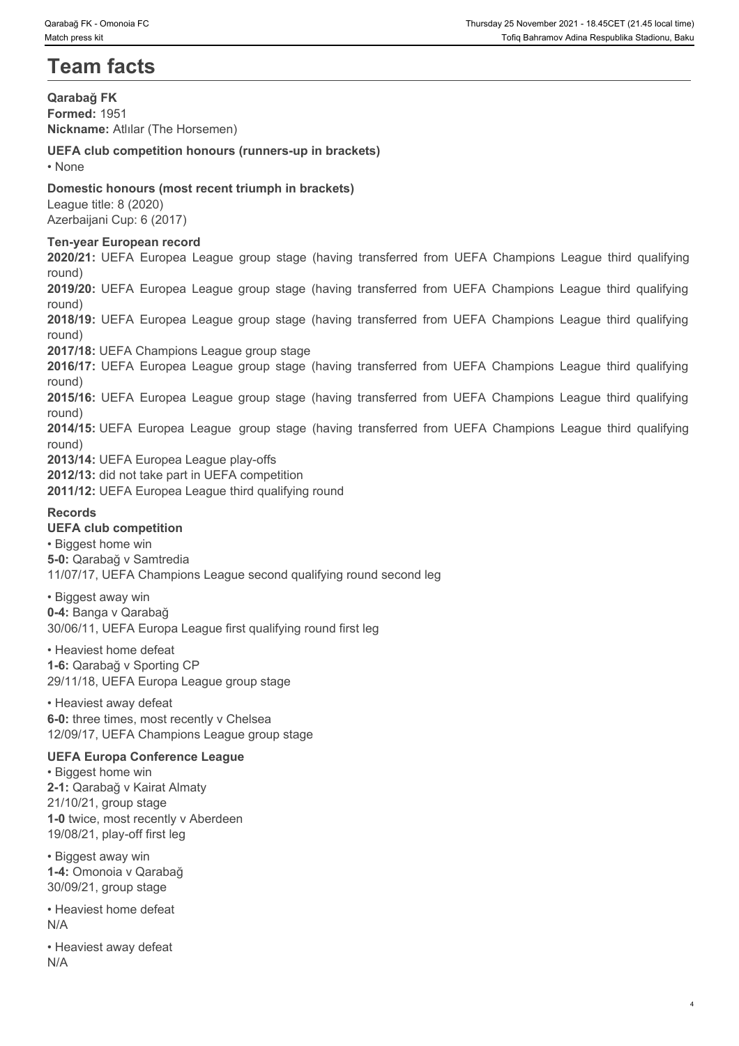# Team facts

**Qarabağ FK**
**Formed:** 1951
**Nickname:** Atlılar (The Horsemen)

**UEFA club competition honours (runners-up in brackets)**
• None

**Domestic honours (most recent triumph in brackets)**
League title: 8 (2020)
Azerbaijani Cup: 6 (2017)

**Ten-year European record**
**2020/21:** UEFA Europea League group stage (having transferred from UEFA Champions League third qualifying round)
**2019/20:** UEFA Europea League group stage (having transferred from UEFA Champions League third qualifying round)
**2018/19:** UEFA Europea League group stage (having transferred from UEFA Champions League third qualifying round)
**2017/18:** UEFA Champions League group stage
**2016/17:** UEFA Europea League group stage (having transferred from UEFA Champions League third qualifying round)
**2015/16:** UEFA Europea League group stage (having transferred from UEFA Champions League third qualifying round)
**2014/15:** UEFA Europea League group stage (having transferred from UEFA Champions League third qualifying round)
**2013/14:** UEFA Europea League play-offs
**2012/13:** did not take part in UEFA competition
**2011/12:** UEFA Europea League third qualifying round

**Records**
**UEFA club competition**
• Biggest home win
**5-0:** Qarabağ v Samtredia
11/07/17, UEFA Champions League second qualifying round second leg

• Biggest away win
**0-4:** Banga v Qarabağ
30/06/11, UEFA Europa League first qualifying round first leg

• Heaviest home defeat
**1-6:** Qarabağ v Sporting CP
29/11/18, UEFA Europa League group stage

• Heaviest away defeat
**6-0:** three times, most recently v Chelsea
12/09/17, UEFA Champions League group stage

**UEFA Europa Conference League**
• Biggest home win
**2-1:** Qarabağ v Kairat Almaty
21/10/21, group stage
**1-0** twice, most recently v Aberdeen
19/08/21, play-off first leg

• Biggest away win
**1-4:** Omonoia v Qarabağ
30/09/21, group stage

• Heaviest home defeat
N/A

• Heaviest away defeat
N/A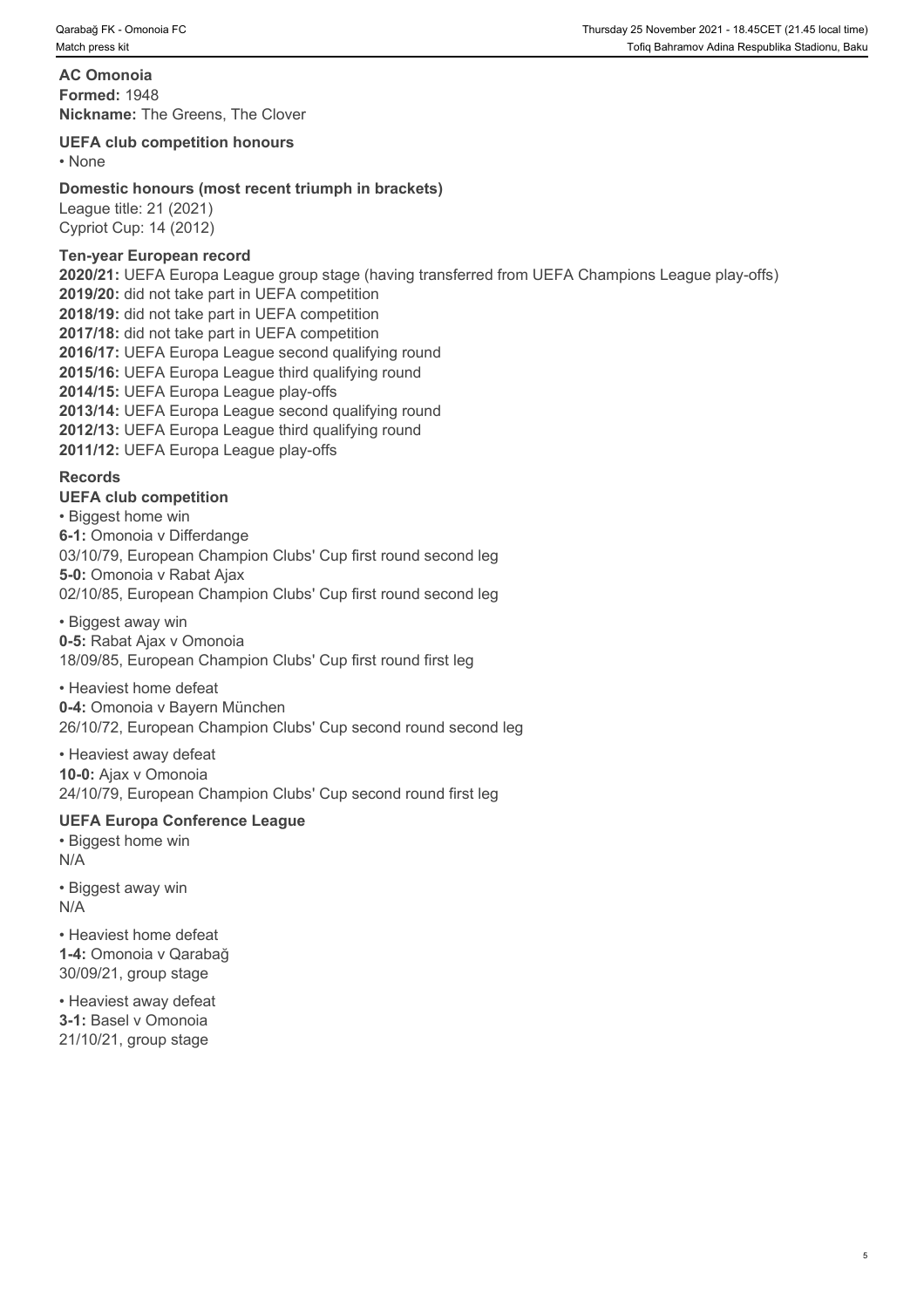## AC Omonoia

**Formed:** 1948
**Nickname:** The Greens, The Clover

### UEFA club competition honours

- None

### Domestic honours (most recent triumph in brackets)

League title: 21 (2021)
Cypriot Cup: 14 (2012)

### Ten-year European record

**2020/21:** UEFA Europa League group stage (having transferred from UEFA Champions League play-offs)
**2019/20:** did not take part in UEFA competition
**2018/19:** did not take part in UEFA competition
**2017/18:** did not take part in UEFA competition
**2016/17:** UEFA Europa League second qualifying round
**2015/16:** UEFA Europa League third qualifying round
**2014/15:** UEFA Europa League play-offs
**2013/14:** UEFA Europa League second qualifying round
**2012/13:** UEFA Europa League third qualifying round
**2011/12:** UEFA Europa League play-offs

### Records

#### UEFA club competition

- Biggest home win

**6-1:** Omonoia v Differdange
03/10/79, European Champion Clubs' Cup first round second leg
**5-0:** Omonoia v Rabat Ajax
02/10/85, European Champion Clubs' Cup first round second leg

- Biggest away win

**0-5:** Rabat Ajax v Omonoia
18/09/85, European Champion Clubs' Cup first round first leg

- Heaviest home defeat

**0-4:** Omonoia v Bayern München
26/10/72, European Champion Clubs' Cup second round second leg

- Heaviest away defeat

**10-0:** Ajax v Omonoia
24/10/79, European Champion Clubs' Cup second round first leg

#### UEFA Europa Conference League

- Biggest home win

N/A

- Biggest away win

N/A

- Heaviest home defeat

**1-4:** Omonoia v Qarabağ
30/09/21, group stage

- Heaviest away defeat

**3-1:** Basel v Omonoia
21/10/21, group stage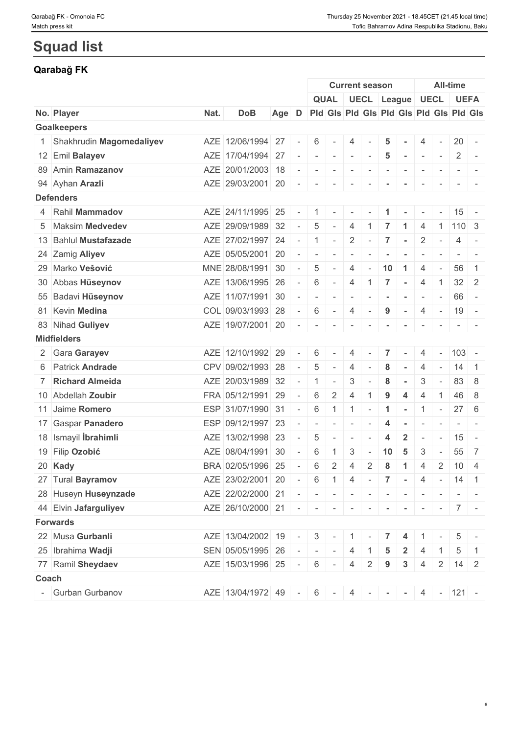# Squad list

## Qarabağ FK

| | | | | | | Current season | | | | | | All-time | | | |
|---|---|---|---|---|---|---|---|---|---|---|---|---|---|---|---|
| | | | | | | QUAL | | UECL | | League | | UECL | | UEFA | |
| No. | Player | Nat. | DoB | Age | D | Pld | Gls | Pld | Gls | Pld | Gls | Pld | Gls | Pld | Gls |
| **Goalkeepers** | | | | | | | | | | | | | | | |
| 1 | Shakhrudin **Magomedaliyev** | AZE | 12/06/1994 | 27 | - | 6 | - | 4 | - | 5 | - | 4 | - | 20 | - |
| 12 | Emil **Balayev** | AZE | 17/04/1994 | 27 | - | - | - | - | - | 5 | - | - | - | 2 | - |
| 89 | Amin **Ramazanov** | AZE | 20/01/2003 | 18 | - | - | - | - | - | - | - | - | - | - | - |
| 94 | Ayhan **Arazli** | AZE | 29/03/2001 | 20 | - | - | - | - | - | - | - | - | - | - | - |
| **Defenders** | | | | | | | | | | | | | | | |
| 4 | Rahil **Mammadov** | AZE | 24/11/1995 | 25 | - | 1 | - | - | - | 1 | - | - | - | 15 | - |
| 5 | Maksim **Medvedev** | AZE | 29/09/1989 | 32 | - | 5 | - | 4 | 1 | 7 | 1 | 4 | 1 | 110 | 3 |
| 13 | Bahlul **Mustafazade** | AZE | 27/02/1997 | 24 | - | 1 | - | 2 | - | 7 | - | 2 | - | 4 | - |
| 24 | Zamig **Aliyev** | AZE | 05/05/2001 | 20 | - | - | - | - | - | - | - | - | - | - | - |
| 29 | Marko **Vešović** | MNE | 28/08/1991 | 30 | - | 5 | - | 4 | - | 10 | 1 | 4 | - | 56 | 1 |
| 30 | Abbas **Hüseynov** | AZE | 13/06/1995 | 26 | - | 6 | - | 4 | 1 | 7 | - | 4 | 1 | 32 | 2 |
| 55 | Badavi **Hüseynov** | AZE | 11/07/1991 | 30 | - | - | - | - | - | - | - | - | - | 66 | - |
| 81 | Kevin **Medina** | COL | 09/03/1993 | 28 | - | 6 | - | 4 | - | 9 | - | 4 | - | 19 | - |
| 83 | Nihad **Guliyev** | AZE | 19/07/2001 | 20 | - | - | - | - | - | - | - | - | - | - | - |
| **Midfielders** | | | | | | | | | | | | | | | |
| 2 | Gara **Garayev** | AZE | 12/10/1992 | 29 | - | 6 | - | 4 | - | 7 | - | 4 | - | 103 | - |
| 6 | Patrick **Andrade** | CPV | 09/02/1993 | 28 | - | 5 | - | 4 | - | 8 | - | 4 | - | 14 | 1 |
| 7 | **Richard Almeida** | AZE | 20/03/1989 | 32 | - | 1 | - | 3 | - | 8 | - | 3 | - | 83 | 8 |
| 10 | Abdellah **Zoubir** | FRA | 05/12/1991 | 29 | - | 6 | 2 | 4 | 1 | 9 | 4 | 4 | 1 | 46 | 8 |
| 11 | Jaime **Romero** | ESP | 31/07/1990 | 31 | - | 6 | 1 | 1 | - | 1 | - | 1 | - | 27 | 6 |
| 17 | Gaspar **Panadero** | ESP | 09/12/1997 | 23 | - | - | - | - | - | 4 | - | - | - | - | - |
| 18 | Ismayil **İbrahimli** | AZE | 13/02/1998 | 23 | - | 5 | - | - | - | 4 | 2 | - | - | 15 | - |
| 19 | Filip **Ozobić** | AZE | 08/04/1991 | 30 | - | 6 | 1 | 3 | - | 10 | 5 | 3 | - | 55 | 7 |
| 20 | **Kady** | BRA | 02/05/1996 | 25 | - | 6 | 2 | 4 | 2 | 8 | 1 | 4 | 2 | 10 | 4 |
| 27 | Tural **Bayramov** | AZE | 23/02/2001 | 20 | - | 6 | 1 | 4 | - | 7 | - | 4 | - | 14 | 1 |
| 28 | Huseyn **Huseynzade** | AZE | 22/02/2000 | 21 | - | - | - | - | - | - | - | - | - | - | - |
| 44 | Elvin **Jafarguliyev** | AZE | 26/10/2000 | 21 | - | - | - | - | - | - | - | - | - | 7 | - |
| **Forwards** | | | | | | | | | | | | | | | |
| 22 | Musa **Gurbanli** | AZE | 13/04/2002 | 19 | - | 3 | - | 1 | - | 7 | 4 | 1 | - | 5 | - |
| 25 | Ibrahima **Wadji** | SEN | 05/05/1995 | 26 | - | - | - | 4 | 1 | 5 | 2 | 4 | 1 | 5 | 1 |
| 77 | Ramil **Sheydaev** | AZE | 15/03/1996 | 25 | - | 6 | - | 4 | 2 | 9 | 3 | 4 | 2 | 14 | 2 |
| **Coach** | | | | | | | | | | | | | | | |
| - | Gurban Gurbanov | AZE | 13/04/1972 | 49 | - | 6 | - | 4 | - | - | - | 4 | - | 121 | - |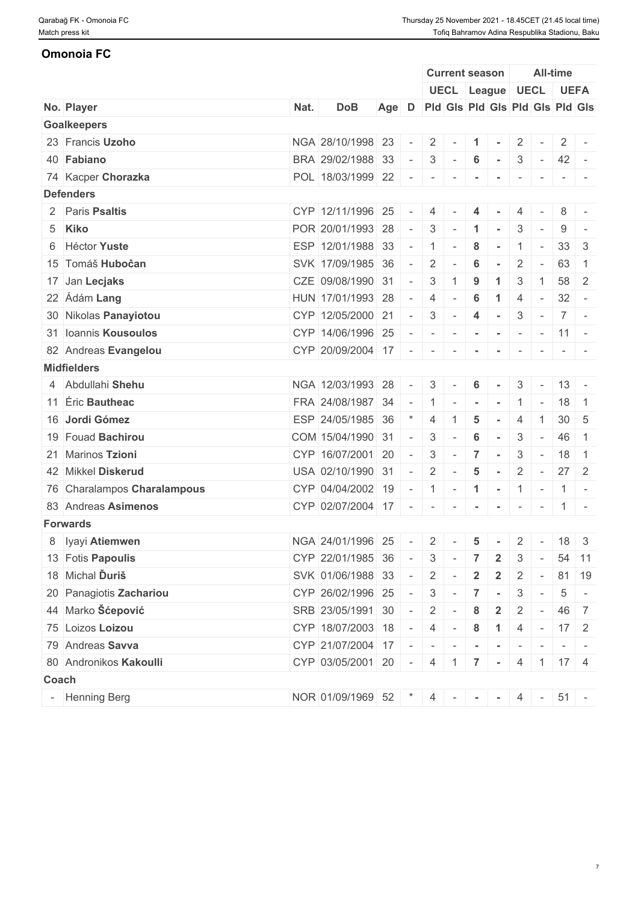## Omonoia FC

| No. | Player | Nat. | DoB | Age | D | Current season UECL Pld | Current season UECL Gls | Current season League Pld | Current season League Gls | All-time UECL Pld | All-time UECL Gls | All-time UEFA Pld | All-time UEFA Gls |
|---|---|---|---|---|---|---|---|---|---|---|---|---|---|
| **Goalkeepers** | | | | | | | | | | | | | |
| 23 | Francis **Uzoho** | NGA | 28/10/1998 | 23 | - | 2 | - | 1 | - | 2 | - | 2 | - |
| 40 | **Fabiano** | BRA | 29/02/1988 | 33 | - | 3 | - | 6 | - | 3 | - | 42 | - |
| 74 | Kacper **Chorazka** | POL | 18/03/1999 | 22 | - | - | - | - | - | - | - | - | - |
| **Defenders** | | | | | | | | | | | | | |
| 2 | Paris **Psaltis** | CYP | 12/11/1996 | 25 | - | 4 | - | 4 | - | 4 | - | 8 | - |
| 5 | **Kiko** | POR | 20/01/1993 | 28 | - | 3 | - | 1 | - | 3 | - | 9 | - |
| 6 | Héctor **Yuste** | ESP | 12/01/1988 | 33 | - | 1 | - | 8 | - | 1 | - | 33 | 3 |
| 15 | Tomáš **Hubočan** | SVK | 17/09/1985 | 36 | - | 2 | - | 6 | - | 2 | - | 63 | 1 |
| 17 | Jan **Lecjaks** | CZE | 09/08/1990 | 31 | - | 3 | 1 | 9 | 1 | 3 | 1 | 58 | 2 |
| 22 | Ádám **Lang** | HUN | 17/01/1993 | 28 | - | 4 | - | 6 | 1 | 4 | - | 32 | - |
| 30 | Nikolas **Panayiotou** | CYP | 12/05/2000 | 21 | - | 3 | - | 4 | - | 3 | - | 7 | - |
| 31 | Ioannis **Kousoulos** | CYP | 14/06/1996 | 25 | - | - | - | - | - | - | - | 11 | - |
| 82 | Andreas **Evangelou** | CYP | 20/09/2004 | 17 | - | - | - | - | - | - | - | - | - |
| **Midfielders** | | | | | | | | | | | | | |
| 4 | Abdullahi **Shehu** | NGA | 12/03/1993 | 28 | - | 3 | - | 6 | - | 3 | - | 13 | - |
| 11 | Éric **Bautheac** | FRA | 24/08/1987 | 34 | - | 1 | - | - | - | 1 | - | 18 | 1 |
| 16 | **Jordi Gómez** | ESP | 24/05/1985 | 36 | * | 4 | 1 | 5 | - | 4 | 1 | 30 | 5 |
| 19 | Fouad **Bachirou** | COM | 15/04/1990 | 31 | - | 3 | - | 6 | - | 3 | - | 46 | 1 |
| 21 | Marinos **Tzioni** | CYP | 16/07/2001 | 20 | - | 3 | - | 7 | - | 3 | - | 18 | 1 |
| 42 | Mikkel **Diskerud** | USA | 02/10/1990 | 31 | - | 2 | - | 5 | - | 2 | - | 27 | 2 |
| 76 | Charalampos **Charalampous** | CYP | 04/04/2002 | 19 | - | 1 | - | 1 | - | 1 | - | 1 | - |
| 83 | Andreas **Asimenos** | CYP | 02/07/2004 | 17 | - | - | - | - | - | - | - | 1 | - |
| **Forwards** | | | | | | | | | | | | | |
| 8 | Iyayi **Atiemwen** | NGA | 24/01/1996 | 25 | - | 2 | - | 5 | - | 2 | - | 18 | 3 |
| 13 | Fotis **Papoulis** | CYP | 22/01/1985 | 36 | - | 3 | - | 7 | 2 | 3 | - | 54 | 11 |
| 18 | Michal **Ďuriš** | SVK | 01/06/1988 | 33 | - | 2 | - | 2 | 2 | 2 | - | 81 | 19 |
| 20 | Panagiotis **Zachariou** | CYP | 26/02/1996 | 25 | - | 3 | - | 7 | - | 3 | - | 5 | - |
| 44 | Marko **Šćepović** | SRB | 23/05/1991 | 30 | - | 2 | - | 8 | 2 | 2 | - | 46 | 7 |
| 75 | Loizos **Loizou** | CYP | 18/07/2003 | 18 | - | 4 | - | 8 | 1 | 4 | - | 17 | 2 |
| 79 | Andreas **Savva** | CYP | 21/07/2004 | 17 | - | - | - | - | - | - | - | - | - |
| 80 | Andronikos **Kakoulli** | CYP | 03/05/2001 | 20 | - | 4 | 1 | 7 | - | 4 | 1 | 17 | 4 |
| **Coach** | | | | | | | | | | | | | |
| - | Henning Berg | NOR | 01/09/1969 | 52 | * | 4 | - | - | - | 4 | - | 51 | - |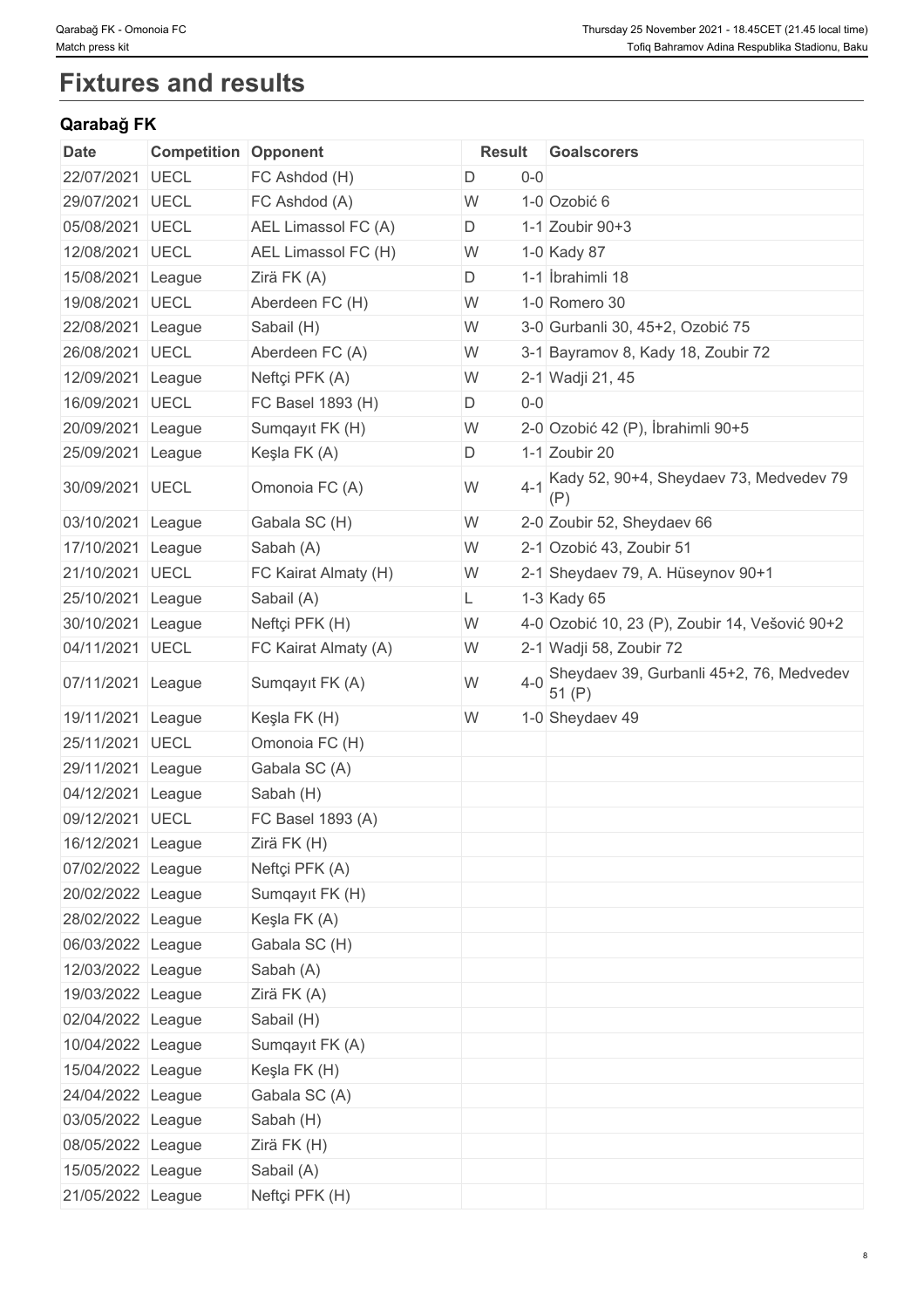# Fixtures and results

## Qarabağ FK

| Date | Competition | Opponent | Result | | Goalscorers |
|---|---|---|---|---|---|
| 22/07/2021 | UECL | FC Ashdod (H) | D | 0-0 | |
| 29/07/2021 | UECL | FC Ashdod (A) | W | 1-0 | Ozobić 6 |
| 05/08/2021 | UECL | AEL Limassol FC (A) | D | 1-1 | Zoubir 90+3 |
| 12/08/2021 | UECL | AEL Limassol FC (H) | W | 1-0 | Kady 87 |
| 15/08/2021 | League | Zirä FK (A) | D | 1-1 | İbrahimli 18 |
| 19/08/2021 | UECL | Aberdeen FC (H) | W | 1-0 | Romero 30 |
| 22/08/2021 | League | Sabail (H) | W | 3-0 | Gurbanli 30, 45+2, Ozobić 75 |
| 26/08/2021 | UECL | Aberdeen FC (A) | W | 3-1 | Bayramov 8, Kady 18, Zoubir 72 |
| 12/09/2021 | League | Neftçi PFK (A) | W | 2-1 | Wadji 21, 45 |
| 16/09/2021 | UECL | FC Basel 1893 (H) | D | 0-0 | |
| 20/09/2021 | League | Sumqayıt FK (H) | W | 2-0 | Ozobić 42 (P), İbrahimli 90+5 |
| 25/09/2021 | League | Keşla FK (A) | D | 1-1 | Zoubir 20 |
| 30/09/2021 | UECL | Omonoia FC (A) | W | 4-1 | Kady 52, 90+4, Sheydaev 73, Medvedev 79 (P) |
| 03/10/2021 | League | Gabala SC (H) | W | 2-0 | Zoubir 52, Sheydaev 66 |
| 17/10/2021 | League | Sabah (A) | W | 2-1 | Ozobić 43, Zoubir 51 |
| 21/10/2021 | UECL | FC Kairat Almaty (H) | W | 2-1 | Sheydaev 79, A. Hüseynov 90+1 |
| 25/10/2021 | League | Sabail (A) | L | 1-3 | Kady 65 |
| 30/10/2021 | League | Neftçi PFK (H) | W | 4-0 | Ozobić 10, 23 (P), Zoubir 14, Vešović 90+2 |
| 04/11/2021 | UECL | FC Kairat Almaty (A) | W | 2-1 | Wadji 58, Zoubir 72 |
| 07/11/2021 | League | Sumqayıt FK (A) | W | 4-0 | Sheydaev 39, Gurbanli 45+2, 76, Medvedev 51 (P) |
| 19/11/2021 | League | Keşla FK (H) | W | 1-0 | Sheydaev 49 |
| 25/11/2021 | UECL | Omonoia FC (H) | | | |
| 29/11/2021 | League | Gabala SC (A) | | | |
| 04/12/2021 | League | Sabah (H) | | | |
| 09/12/2021 | UECL | FC Basel 1893 (A) | | | |
| 16/12/2021 | League | Zirä FK (H) | | | |
| 07/02/2022 | League | Neftçi PFK (A) | | | |
| 20/02/2022 | League | Sumqayıt FK (H) | | | |
| 28/02/2022 | League | Keşla FK (A) | | | |
| 06/03/2022 | League | Gabala SC (H) | | | |
| 12/03/2022 | League | Sabah (A) | | | |
| 19/03/2022 | League | Zirä FK (A) | | | |
| 02/04/2022 | League | Sabail (H) | | | |
| 10/04/2022 | League | Sumqayıt FK (A) | | | |
| 15/04/2022 | League | Keşla FK (H) | | | |
| 24/04/2022 | League | Gabala SC (A) | | | |
| 03/05/2022 | League | Sabah (H) | | | |
| 08/05/2022 | League | Zirä FK (H) | | | |
| 15/05/2022 | League | Sabail (A) | | | |
| 21/05/2022 | League | Neftçi PFK (H) | | | |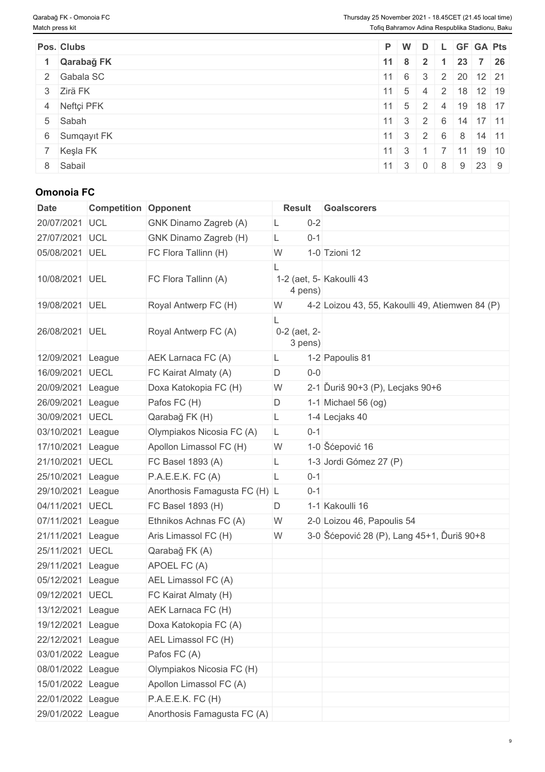| Pos. | Clubs | P | W | D | L | GF | GA | Pts |
|---|---|---|---|---|---|---|---|---|
| **1** | **Qarabağ FK** | **11** | **8** | **2** | **1** | **23** | **7** | **26** |
| 2 | Gabala SC | 11 | 6 | 3 | 2 | 20 | 12 | 21 |
| 3 | Zirä FK | 11 | 5 | 4 | 2 | 18 | 12 | 19 |
| 4 | Neftçi PFK | 11 | 5 | 2 | 4 | 19 | 18 | 17 |
| 5 | Sabah | 11 | 3 | 2 | 6 | 14 | 17 | 11 |
| 6 | Sumqayıt FK | 11 | 3 | 2 | 6 | 8 | 14 | 11 |
| 7 | Keşla FK | 11 | 3 | 1 | 7 | 11 | 19 | 10 |
| 8 | Sabail | 11 | 3 | 0 | 8 | 9 | 23 | 9 |

## Omonoia FC

| Date | Competition | Opponent | Result | | Goalscorers |
|---|---|---|---|---|---|
| 20/07/2021 | UCL | GNK Dinamo Zagreb (A) | L | 0-2 | |
| 27/07/2021 | UCL | GNK Dinamo Zagreb (H) | L | 0-1 | |
| 05/08/2021 | UEL | FC Flora Tallinn (H) | W | 1-0 | Tzioni 12 |
| 10/08/2021 | UEL | FC Flora Tallinn (A) | L | 1-2 (aet, 5-4 pens) | Kakoulli 43 |
| 19/08/2021 | UEL | Royal Antwerp FC (H) | W | 4-2 | Loizou 43, 55, Kakoulli 49, Atiemwen 84 (P) |
| 26/08/2021 | UEL | Royal Antwerp FC (A) | L | 0-2 (aet, 2-3 pens) | |
| 12/09/2021 | League | AEK Larnaca FC (A) | L | 1-2 | Papoulis 81 |
| 16/09/2021 | UECL | FC Kairat Almaty (A) | D | 0-0 | |
| 20/09/2021 | League | Doxa Katokopia FC (H) | W | 2-1 | Ďuriš 90+3 (P), Lecjaks 90+6 |
| 26/09/2021 | League | Pafos FC (H) | D | 1-1 | Michael 56 (og) |
| 30/09/2021 | UECL | Qarabağ FK (H) | L | 1-4 | Lecjaks 40 |
| 03/10/2021 | League | Olympiakos Nicosia FC (A) | L | 0-1 | |
| 17/10/2021 | League | Apollon Limassol FC (H) | W | 1-0 | Šćepović 16 |
| 21/10/2021 | UECL | FC Basel 1893 (A) | L | 1-3 | Jordi Gómez 27 (P) |
| 25/10/2021 | League | P.A.E.E.K. FC (A) | L | 0-1 | |
| 29/10/2021 | League | Anorthosis Famagusta FC (H) | L | 0-1 | |
| 04/11/2021 | UECL | FC Basel 1893 (H) | D | 1-1 | Kakoulli 16 |
| 07/11/2021 | League | Ethnikos Achnas FC (A) | W | 2-0 | Loizou 46, Papoulis 54 |
| 21/11/2021 | League | Aris Limassol FC (H) | W | 3-0 | Šćepović 28 (P), Lang 45+1, Ďuriš 90+8 |
| 25/11/2021 | UECL | Qarabağ FK (A) | | | |
| 29/11/2021 | League | APOEL FC (A) | | | |
| 05/12/2021 | League | AEL Limassol FC (A) | | | |
| 09/12/2021 | UECL | FC Kairat Almaty (H) | | | |
| 13/12/2021 | League | AEK Larnaca FC (H) | | | |
| 19/12/2021 | League | Doxa Katokopia FC (A) | | | |
| 22/12/2021 | League | AEL Limassol FC (H) | | | |
| 03/01/2022 | League | Pafos FC (A) | | | |
| 08/01/2022 | League | Olympiakos Nicosia FC (H) | | | |
| 15/01/2022 | League | Apollon Limassol FC (A) | | | |
| 22/01/2022 | League | P.A.E.E.K. FC (H) | | | |
| 29/01/2022 | League | Anorthosis Famagusta FC (A) | | | |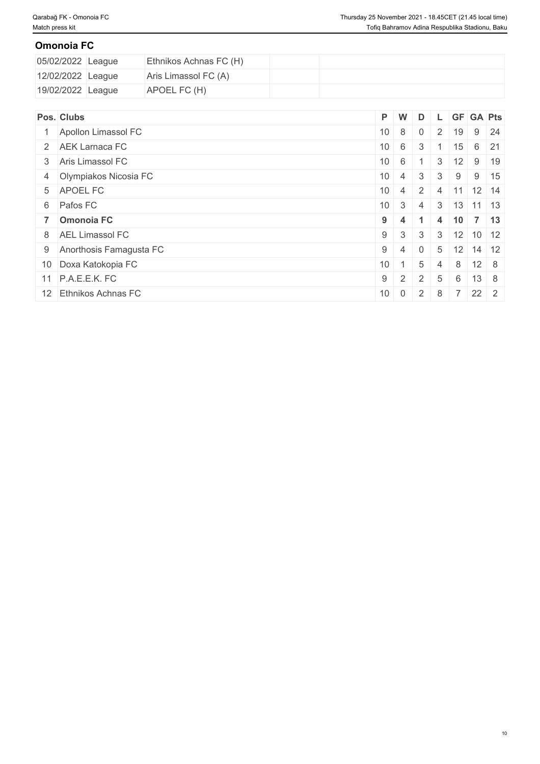## Omonoia FC

| | | | | |
|---|---|---|---|---|
| 05/02/2022 | League | Ethnikos Achnas FC (H) | | |
| 12/02/2022 | League | Aris Limassol FC (A) | | |
| 19/02/2022 | League | APOEL FC (H) | | |

| Pos. | Clubs | P | W | D | L | GF | GA | Pts |
|---|---|---|---|---|---|---|---|---|
| 1 | Apollon Limassol FC | 10 | 8 | 0 | 2 | 19 | 9 | 24 |
| 2 | AEK Larnaca FC | 10 | 6 | 3 | 1 | 15 | 6 | 21 |
| 3 | Aris Limassol FC | 10 | 6 | 1 | 3 | 12 | 9 | 19 |
| 4 | Olympiakos Nicosia FC | 10 | 4 | 3 | 3 | 9 | 9 | 15 |
| 5 | APOEL FC | 10 | 4 | 2 | 4 | 11 | 12 | 14 |
| 6 | Pafos FC | 10 | 3 | 4 | 3 | 13 | 11 | 13 |
| **7** | **Omonoia FC** | **9** | **4** | **1** | **4** | **10** | **7** | **13** |
| 8 | AEL Limassol FC | 9 | 3 | 3 | 3 | 12 | 10 | 12 |
| 9 | Anorthosis Famagusta FC | 9 | 4 | 0 | 5 | 12 | 14 | 12 |
| 10 | Doxa Katokopia FC | 10 | 1 | 5 | 4 | 8 | 12 | 8 |
| 11 | P.A.E.E.K. FC | 9 | 2 | 2 | 5 | 6 | 13 | 8 |
| 12 | Ethnikos Achnas FC | 10 | 0 | 2 | 8 | 7 | 22 | 2 |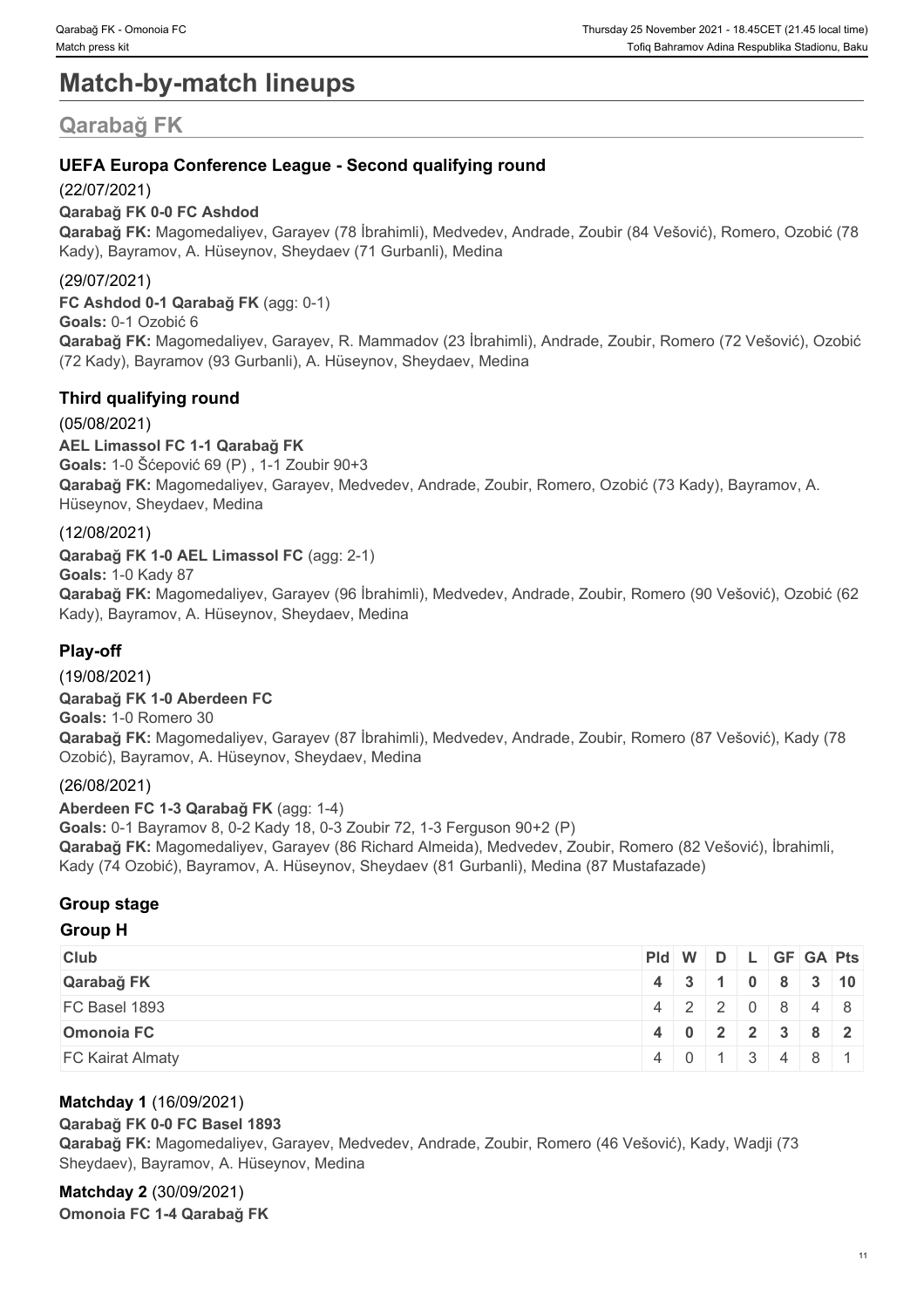# Match-by-match lineups

## Qarabağ FK

### UEFA Europa Conference League - Second qualifying round

(22/07/2021)

**Qarabağ FK 0-0 FC Ashdod**

**Qarabağ FK:** Magomedaliyev, Garayev (78 İbrahimli), Medvedev, Andrade, Zoubir (84 Vešović), Romero, Ozobić (78 Kady), Bayramov, A. Hüseynov, Sheydaev (71 Gurbanli), Medina

(29/07/2021)

**FC Ashdod 0-1 Qarabağ FK** (agg: 0-1)

**Goals:** 0-1 Ozobić 6

**Qarabağ FK:** Magomedaliyev, Garayev, R. Mammadov (23 İbrahimli), Andrade, Zoubir, Romero (72 Vešović), Ozobić (72 Kady), Bayramov (93 Gurbanli), A. Hüseynov, Sheydaev, Medina

### Third qualifying round

(05/08/2021)

**AEL Limassol FC 1-1 Qarabağ FK**

**Goals:** 1-0 Šćepović 69 (P) , 1-1 Zoubir 90+3

**Qarabağ FK:** Magomedaliyev, Garayev, Medvedev, Andrade, Zoubir, Romero, Ozobić (73 Kady), Bayramov, A. Hüseynov, Sheydaev, Medina

(12/08/2021)

**Qarabağ FK 1-0 AEL Limassol FC** (agg: 2-1)

**Goals:** 1-0 Kady 87

**Qarabağ FK:** Magomedaliyev, Garayev (96 İbrahimli), Medvedev, Andrade, Zoubir, Romero (90 Vešović), Ozobić (62 Kady), Bayramov, A. Hüseynov, Sheydaev, Medina

### Play-off

(19/08/2021)

**Qarabağ FK 1-0 Aberdeen FC**

**Goals:** 1-0 Romero 30

**Qarabağ FK:** Magomedaliyev, Garayev (87 İbrahimli), Medvedev, Andrade, Zoubir, Romero (87 Vešović), Kady (78 Ozobić), Bayramov, A. Hüseynov, Sheydaev, Medina

(26/08/2021)

**Aberdeen FC 1-3 Qarabağ FK** (agg: 1-4)

**Goals:** 0-1 Bayramov 8, 0-2 Kady 18, 0-3 Zoubir 72, 1-3 Ferguson 90+2 (P)

**Qarabağ FK:** Magomedaliyev, Garayev (86 Richard Almeida), Medvedev, Zoubir, Romero (82 Vešović), İbrahimli, Kady (74 Ozobić), Bayramov, A. Hüseynov, Sheydaev (81 Gurbanli), Medina (87 Mustafazade)

### Group stage

#### Group H

| Club | Pld | W | D | L | GF | GA | Pts |
|---|---|---|---|---|---|---|---|
| **Qarabağ FK** | **4** | **3** | **1** | **0** | **8** | **3** | **10** |
| FC Basel 1893 | 4 | 2 | 2 | 0 | 8 | 4 | 8 |
| **Omonoia FC** | **4** | **0** | **2** | **2** | **3** | **8** | **2** |
| FC Kairat Almaty | 4 | 0 | 1 | 3 | 4 | 8 | 1 |

**Matchday 1** (16/09/2021)

**Qarabağ FK 0-0 FC Basel 1893**

**Qarabağ FK:** Magomedaliyev, Garayev, Medvedev, Andrade, Zoubir, Romero (46 Vešović), Kady, Wadji (73 Sheydaev), Bayramov, A. Hüseynov, Medina

**Matchday 2** (30/09/2021)

**Omonoia FC 1-4 Qarabağ FK**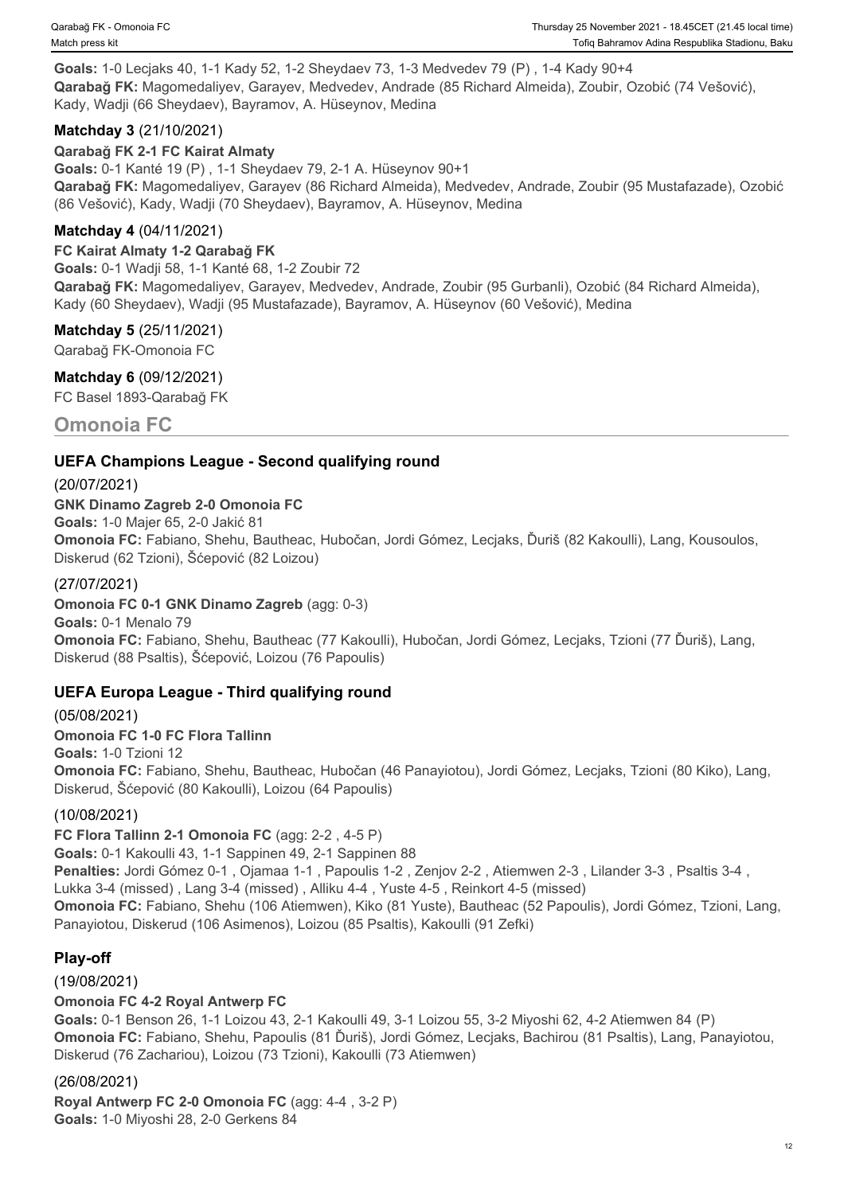**Goals:** 1-0 Lecjaks 40, 1-1 Kady 52, 1-2 Sheydaev 73, 1-3 Medvedev 79 (P) , 1-4 Kady 90+4
**Qarabağ FK:** Magomedaliyev, Garayev, Medvedev, Andrade (85 Richard Almeida), Zoubir, Ozobić (74 Vešović), Kady, Wadji (66 Sheydaev), Bayramov, A. Hüseynov, Medina

### Matchday 3 (21/10/2021)

**Qarabağ FK 2-1 FC Kairat Almaty**
**Goals:** 0-1 Kanté 19 (P) , 1-1 Sheydaev 79, 2-1 A. Hüseynov 90+1
**Qarabağ FK:** Magomedaliyev, Garayev (86 Richard Almeida), Medvedev, Andrade, Zoubir (95 Mustafazade), Ozobić (86 Vešović), Kady, Wadji (70 Sheydaev), Bayramov, A. Hüseynov, Medina

### Matchday 4 (04/11/2021)

**FC Kairat Almaty 1-2 Qarabağ FK**
**Goals:** 0-1 Wadji 58, 1-1 Kanté 68, 1-2 Zoubir 72
**Qarabağ FK:** Magomedaliyev, Garayev, Medvedev, Andrade, Zoubir (95 Gurbanli), Ozobić (84 Richard Almeida), Kady (60 Sheydaev), Wadji (95 Mustafazade), Bayramov, A. Hüseynov (60 Vešović), Medina

### Matchday 5 (25/11/2021)

Qarabağ FK-Omonoia FC

### Matchday 6 (09/12/2021)

FC Basel 1893-Qarabağ FK

## Omonoia FC

### UEFA Champions League - Second qualifying round

(20/07/2021)

**GNK Dinamo Zagreb 2-0 Omonoia FC**
**Goals:** 1-0 Majer 65, 2-0 Jakić 81
**Omonoia FC:** Fabiano, Shehu, Bautheac, Hubočan, Jordi Gómez, Lecjaks, Ďuriš (82 Kakoulli), Lang, Kousoulos, Diskerud (62 Tzioni), Šćepović (82 Loizou)

(27/07/2021)

**Omonoia FC 0-1 GNK Dinamo Zagreb** (agg: 0-3)
**Goals:** 0-1 Menalo 79
**Omonoia FC:** Fabiano, Shehu, Bautheac (77 Kakoulli), Hubočan, Jordi Gómez, Lecjaks, Tzioni (77 Ďuriš), Lang, Diskerud (88 Psaltis), Šćepović, Loizou (76 Papoulis)

### UEFA Europa League - Third qualifying round

(05/08/2021)

**Omonoia FC 1-0 FC Flora Tallinn**
**Goals:** 1-0 Tzioni 12
**Omonoia FC:** Fabiano, Shehu, Bautheac, Hubočan (46 Panayiotou), Jordi Gómez, Lecjaks, Tzioni (80 Kiko), Lang, Diskerud, Šćepović (80 Kakoulli), Loizou (64 Papoulis)

(10/08/2021)

**FC Flora Tallinn 2-1 Omonoia FC** (agg: 2-2 , 4-5 P)
**Goals:** 0-1 Kakoulli 43, 1-1 Sappinen 49, 2-1 Sappinen 88
**Penalties:** Jordi Gómez 0-1 , Ojamaa 1-1 , Papoulis 1-2 , Zenjov 2-2 , Atiemwen 2-3 , Lilander 3-3 , Psaltis 3-4 , Lukka 3-4 (missed) , Lang 3-4 (missed) , Alliku 4-4 , Yuste 4-5 , Reinkort 4-5 (missed)
**Omonoia FC:** Fabiano, Shehu (106 Atiemwen), Kiko (81 Yuste), Bautheac (52 Papoulis), Jordi Gómez, Tzioni, Lang, Panayiotou, Diskerud (106 Asimenos), Loizou (85 Psaltis), Kakoulli (91 Zefki)

### Play-off

(19/08/2021)

**Omonoia FC 4-2 Royal Antwerp FC**
**Goals:** 0-1 Benson 26, 1-1 Loizou 43, 2-1 Kakoulli 49, 3-1 Loizou 55, 3-2 Miyoshi 62, 4-2 Atiemwen 84 (P)
**Omonoia FC:** Fabiano, Shehu, Papoulis (81 Ďuriš), Jordi Gómez, Lecjaks, Bachirou (81 Psaltis), Lang, Panayiotou, Diskerud (76 Zachariou), Loizou (73 Tzioni), Kakoulli (73 Atiemwen)

(26/08/2021)

**Royal Antwerp FC 2-0 Omonoia FC** (agg: 4-4 , 3-2 P)
**Goals:** 1-0 Miyoshi 28, 2-0 Gerkens 84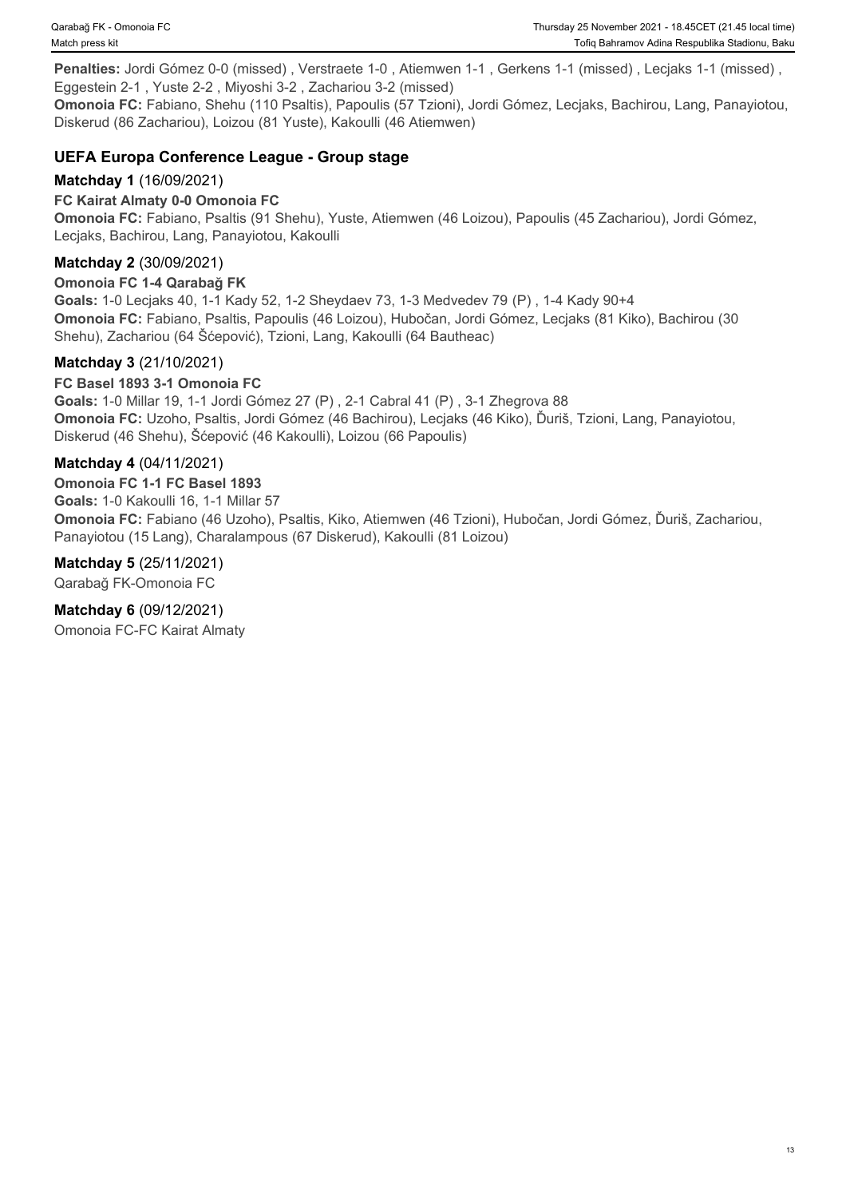**Penalties:** Jordi Gómez 0-0 (missed) , Verstraete 1-0 , Atiemwen 1-1 , Gerkens 1-1 (missed) , Lecjaks 1-1 (missed) , Eggestein 2-1 , Yuste 2-2 , Miyoshi 3-2 , Zachariou 3-2 (missed)
**Omonoia FC:** Fabiano, Shehu (110 Psaltis), Papoulis (57 Tzioni), Jordi Gómez, Lecjaks, Bachirou, Lang, Panayiotou, Diskerud (86 Zachariou), Loizou (81 Yuste), Kakoulli (46 Atiemwen)

## UEFA Europa Conference League - Group stage

### Matchday 1 (16/09/2021)

**FC Kairat Almaty 0-0 Omonoia FC**
**Omonoia FC:** Fabiano, Psaltis (91 Shehu), Yuste, Atiemwen (46 Loizou), Papoulis (45 Zachariou), Jordi Gómez, Lecjaks, Bachirou, Lang, Panayiotou, Kakoulli

### Matchday 2 (30/09/2021)

**Omonoia FC 1-4 Qarabağ FK**
**Goals:** 1-0 Lecjaks 40, 1-1 Kady 52, 1-2 Sheydaev 73, 1-3 Medvedev 79 (P) , 1-4 Kady 90+4
**Omonoia FC:** Fabiano, Psaltis, Papoulis (46 Loizou), Hubočan, Jordi Gómez, Lecjaks (81 Kiko), Bachirou (30 Shehu), Zachariou (64 Šćepović), Tzioni, Lang, Kakoulli (64 Bautheac)

### Matchday 3 (21/10/2021)

**FC Basel 1893 3-1 Omonoia FC**
**Goals:** 1-0 Millar 19, 1-1 Jordi Gómez 27 (P) , 2-1 Cabral 41 (P) , 3-1 Zhegrova 88
**Omonoia FC:** Uzoho, Psaltis, Jordi Gómez (46 Bachirou), Lecjaks (46 Kiko), Ďuriš, Tzioni, Lang, Panayiotou, Diskerud (46 Shehu), Šćepović (46 Kakoulli), Loizou (66 Papoulis)

### Matchday 4 (04/11/2021)

**Omonoia FC 1-1 FC Basel 1893**
**Goals:** 1-0 Kakoulli 16, 1-1 Millar 57
**Omonoia FC:** Fabiano (46 Uzoho), Psaltis, Kiko, Atiemwen (46 Tzioni), Hubočan, Jordi Gómez, Ďuriš, Zachariou, Panayiotou (15 Lang), Charalampous (67 Diskerud), Kakoulli (81 Loizou)

### Matchday 5 (25/11/2021)

Qarabağ FK-Omonoia FC

### Matchday 6 (09/12/2021)

Omonoia FC-FC Kairat Almaty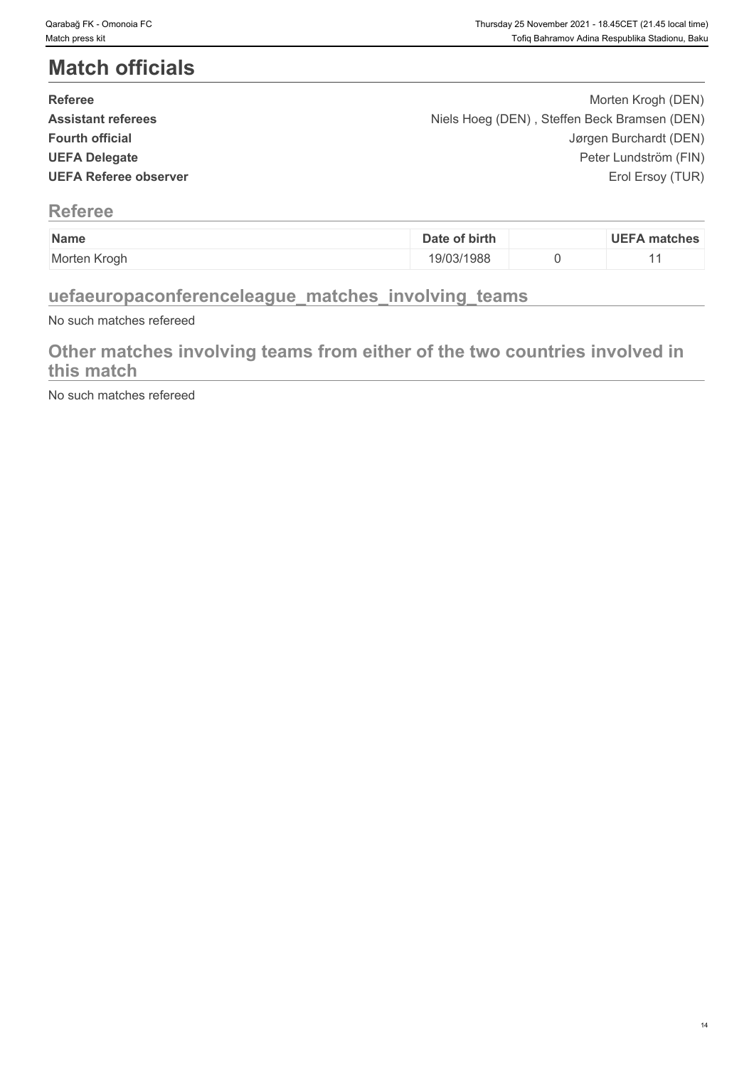# Match officials

| | |
|---|---|
| **Referee** | Morten Krogh (DEN) |
| **Assistant referees** | Niels Hoeg (DEN) , Steffen Beck Bramsen (DEN) |
| **Fourth official** | Jørgen Burchardt (DEN) |
| **UEFA Delegate** | Peter Lundström (FIN) |
| **UEFA Referee observer** | Erol Ersoy (TUR) |

## Referee

| Name | Date of birth | | UEFA matches |
|---|---|---|---|
| Morten Krogh | 19/03/1988 | 0 | 11 |

## uefaeuropaconferenceleague_matches_involving_teams

No such matches refereed

## Other matches involving teams from either of the two countries involved in this match

No such matches refereed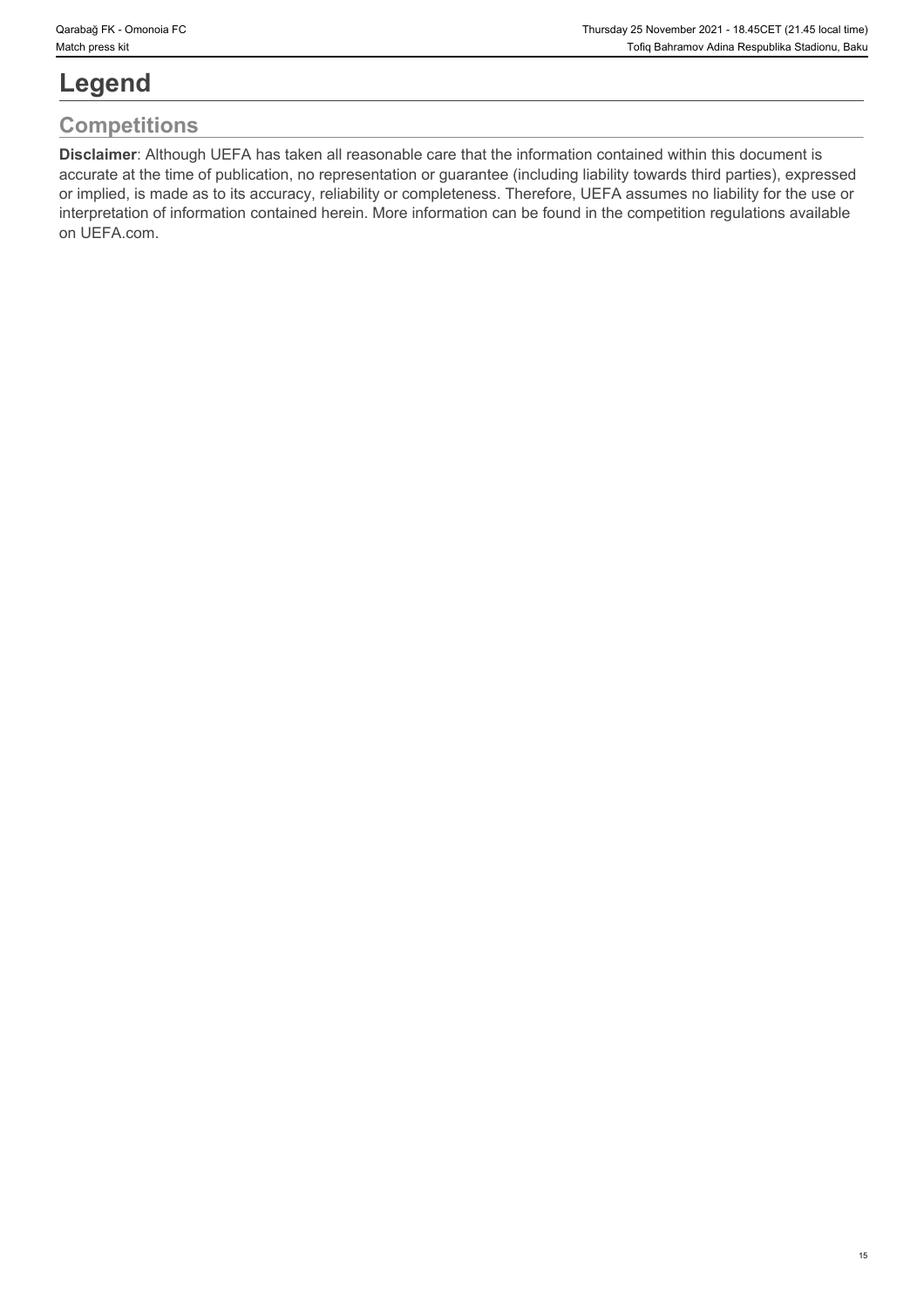# Legend

## Competitions

**Disclaimer**: Although UEFA has taken all reasonable care that the information contained within this document is accurate at the time of publication, no representation or guarantee (including liability towards third parties), expressed or implied, is made as to its accuracy, reliability or completeness. Therefore, UEFA assumes no liability for the use or interpretation of information contained herein. More information can be found in the competition regulations available on UEFA.com.